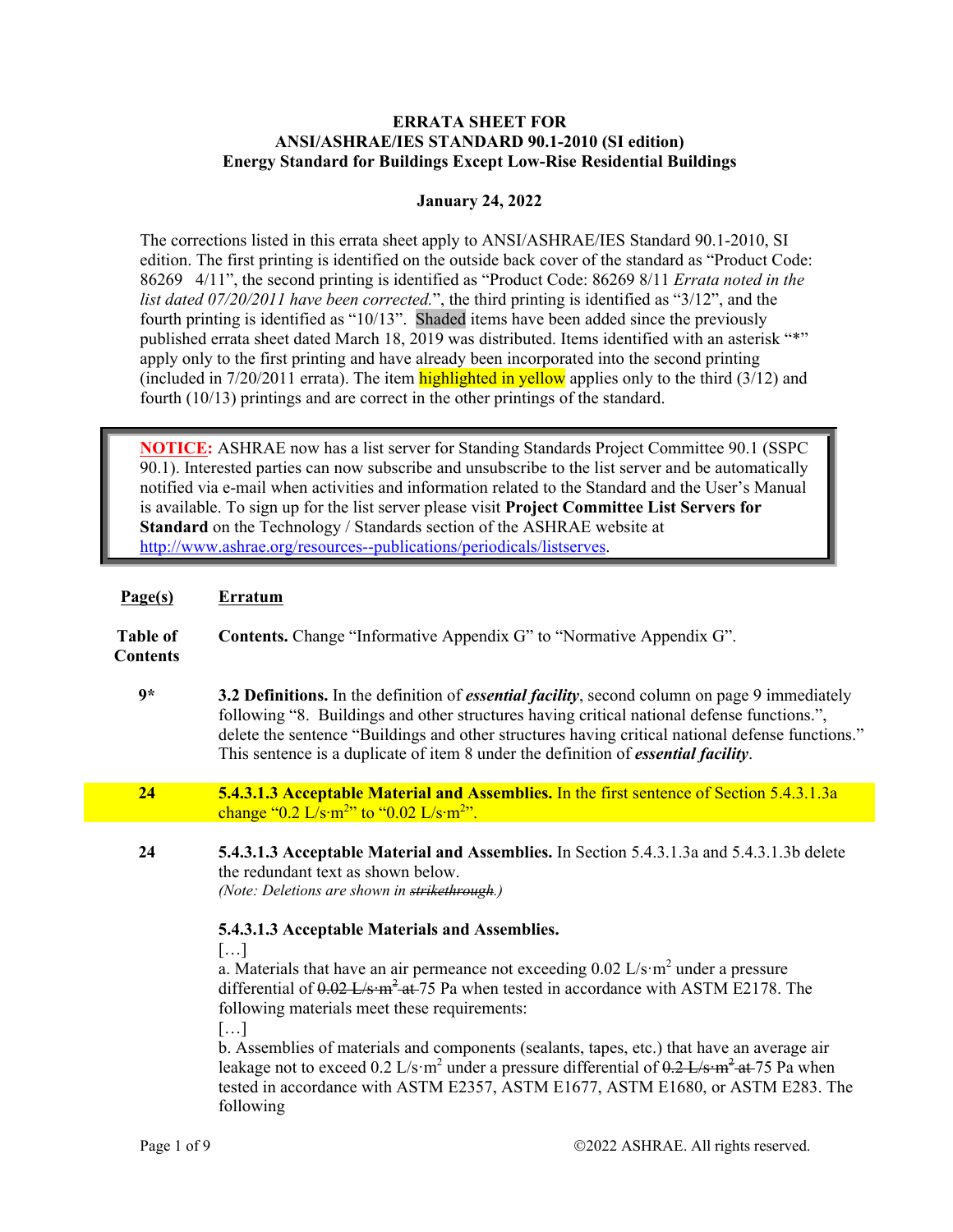**ERRATA SHEET FOR**
**ANSI/ASHRAE/IES STANDARD 90.1-2010 (SI edition)**
**Energy Standard for Buildings Except Low-Rise Residential Buildings**

**January 24, 2022**

The corrections listed in this errata sheet apply to ANSI/ASHRAE/IES Standard 90.1-2010, SI edition. The first printing is identified on the outside back cover of the standard as "Product Code: 86269 4/11", the second printing is identified as "Product Code: 86269 8/11 *Errata noted in the list dated 07/20/2011 have been corrected.*", the third printing is identified as "3/12", and the fourth printing is identified as "10/13". Shaded items have been added since the previously published errata sheet dated March 18, 2019 was distributed. Items identified with an asterisk "*" apply only to the first printing and have already been incorporated into the second printing (included in 7/20/2011 errata). The item highlighted in yellow applies only to the third (3/12) and fourth (10/13) printings and are correct in the other printings of the standard.

> **NOTICE:** ASHRAE now has a list server for Standing Standards Project Committee 90.1 (SSPC 90.1). Interested parties can now subscribe and unsubscribe to the list server and be automatically notified via e-mail when activities and information related to the Standard and the User's Manual is available. To sign up for the list server please visit **Project Committee List Servers for Standard** on the Technology / Standards section of the ASHRAE website at http://www.ashrae.org/resources--publications/periodicals/listserves.

| Page(s) | Erratum |
|---|---|
| Table of Contents | **Contents.** Change "Informative Appendix G" to "Normative Appendix G". |
| 9* | **3.2 Definitions.** In the definition of ***essential facility***, second column on page 9 immediately following "8. Buildings and other structures having critical national defense functions.", delete the sentence "Buildings and other structures having critical national defense functions." This sentence is a duplicate of item 8 under the definition of ***essential facility***. |
| 24 | **5.4.3.1.3 Acceptable Material and Assemblies.** In the first sentence of Section 5.4.3.1.3a change "0.2 $L/s{\cdot}m^2$" to "0.02 $L/s{\cdot}m^2$". |
| 24 | **5.4.3.1.3 Acceptable Material and Assemblies.** In Section 5.4.3.1.3a and 5.4.3.1.3b delete the redundant text as shown below. *(Note: Deletions are shown in ~~strikethrough~~.)* |

**5.4.3.1.3 Acceptable Materials and Assemblies.**

[…]

a. Materials that have an air permeance not exceeding 0.02 $L/s{\cdot}m^2$ under a pressure differential of ~~0.02 L/s·m² at~~ 75 Pa when tested in accordance with ASTM E2178. The following materials meet these requirements:

[…]

b. Assemblies of materials and components (sealants, tapes, etc.) that have an average air leakage not to exceed 0.2 $L/s{\cdot}m^2$ under a pressure differential of ~~0.2 L/s·m² at~~ 75 Pa when tested in accordance with ASTM E2357, ASTM E1677, ASTM E1680, or ASTM E283. The following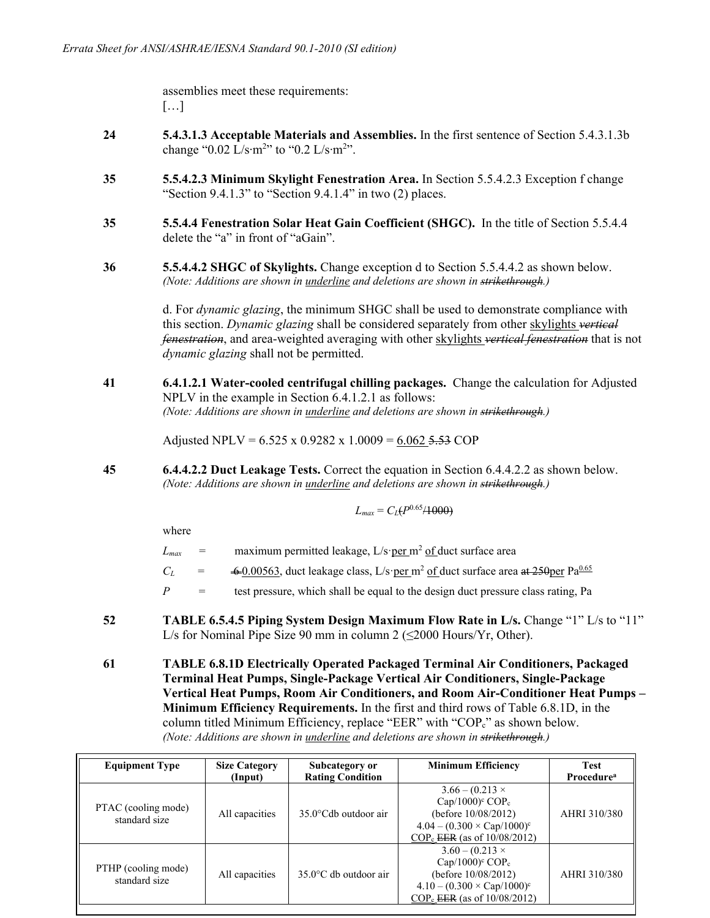assemblies meet these requirements:
[…]

24 **5.4.3.1.3 Acceptable Materials and Assemblies.** In the first sentence of Section 5.4.3.1.3b change "0.02 L/s·m²" to "0.2 L/s·m²".

35 **5.5.4.2.3 Minimum Skylight Fenestration Area.** In Section 5.5.4.2.3 Exception f change "Section 9.4.1.3" to "Section 9.4.1.4" in two (2) places.

35 **5.5.4.4 Fenestration Solar Heat Gain Coefficient (SHGC).** In the title of Section 5.5.4.4 delete the "a" in front of "aGain".

36 **5.5.4.4.2 SHGC of Skylights.** Change exception d to Section 5.5.4.4.2 as shown below.
*(Note: Additions are shown in <u>underline</u> and deletions are shown in ~~strikethrough~~.)*

d. For *dynamic glazing*, the minimum SHGC shall be used to demonstrate compliance with this section. *Dynamic glazing* shall be considered separately from other <u>skylights</u> ~~*vertical fenestration*~~, and area-weighted averaging with other <u>skylights</u> ~~*vertical fenestration*~~ that is not *dynamic glazing* shall not be permitted.

41 **6.4.1.2.1 Water-cooled centrifugal chilling packages.** Change the calculation for Adjusted NPLV in the example in Section 6.4.1.2.1 as follows:
*(Note: Additions are shown in <u>underline</u> and deletions are shown in ~~strikethrough~~.)*

Adjusted NPLV = 6.525 x 0.9282 x 1.0009 = <u>6.062</u> ~~5.53~~ COP

45 **6.4.4.2.2 Duct Leakage Tests.** Correct the equation in Section 6.4.4.2.2 as shown below.
*(Note: Additions are shown in <u>underline</u> and deletions are shown in ~~strikethrough~~.)*

$$L_{max} = C_L \sout{(} P^{0.65} \sout{/1000)}$$

where

$L_{max}$ = maximum permitted leakage, L/s·<u>per</u> m² <u>of</u> duct surface area

$C_L$ = ~~6~~ <u>0.00563</u>, duct leakage class, L/s·<u>per</u> m² <u>of</u> duct surface area ~~at 250~~<u>per</u> Pa<u>0.65</u>

$P$ = test pressure, which shall be equal to the design duct pressure class rating, Pa

52 **TABLE 6.5.4.5 Piping System Design Maximum Flow Rate in L/s.** Change "1" L/s to "11" L/s for Nominal Pipe Size 90 mm in column 2 (≤2000 Hours/Yr, Other).

61 **TABLE 6.8.1D Electrically Operated Packaged Terminal Air Conditioners, Packaged Terminal Heat Pumps, Single-Package Vertical Air Conditioners, Single-Package Vertical Heat Pumps, Room Air Conditioners, and Room Air-Conditioner Heat Pumps – Minimum Efficiency Requirements.** In the first and third rows of Table 6.8.1D, in the column titled Minimum Efficiency, replace "EER" with "$COP_c$" as shown below.
*(Note: Additions are shown in <u>underline</u> and deletions are shown in ~~strikethrough~~.)*

| Equipment Type | Size Category (Input) | Subcategory or Rating Condition | Minimum Efficiency | Test Procedure[a] |
|---|---|---|---|---|
| PTAC (cooling mode) standard size | All capacities | 35.0°Cdb outdoor air | 3.66 – (0.213 × Cap/1000)[c] $COP_c$ (before 10/08/2012) 4.04 – (0.300 × Cap/1000)[c] <u>$COP_c$</u> ~~EER~~ (as of 10/08/2012) | AHRI 310/380 |
| PTHP (cooling mode) standard size | All capacities | 35.0°C db outdoor air | 3.60 – (0.213 × Cap/1000)[c] $COP_c$ (before 10/08/2012) 4.10 – (0.300 × Cap/1000)[c] <u>$COP_c$</u> ~~EER~~ (as of 10/08/2012) | AHRI 310/380 |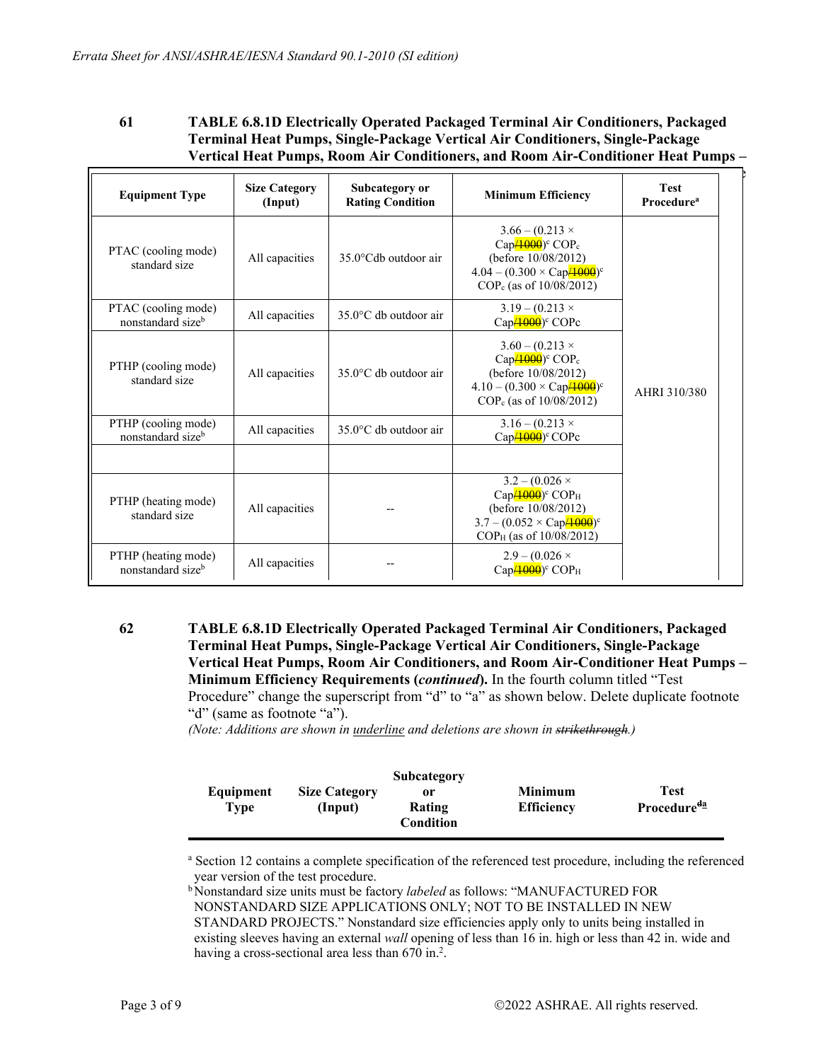*Errata Sheet for ANSI/ASHRAE/IESNA Standard 90.1-2010 (SI edition)*

**61 TABLE 6.8.1D Electrically Operated Packaged Terminal Air Conditioners, Packaged Terminal Heat Pumps, Single-Package Vertical Air Conditioners, Single-Package Vertical Heat Pumps, Room Air Conditioners, and Room Air-Conditioner Heat Pumps –**

| Equipment Type | Size Category (Input) | Subcategory or Rating Condition | Minimum Efficiency | Test Procedure[a] |
|---|---|---|---|---|
| PTAC (cooling mode) standard size | All capacities | 35.0°Cdb outdoor air | 3.66 – (0.213 × Cap~~/1000~~)[c] $COP_c$ (before 10/08/2012) 4.04 – (0.300 × Cap~~/1000~~)[c] $COP_c$ (as of 10/08/2012) | AHRI 310/380 |
| PTAC (cooling mode) nonstandard size[b] | All capacities | 35.0°C db outdoor air | 3.19 – (0.213 × Cap~~/1000~~)[c] COPc | |
| PTHP (cooling mode) standard size | All capacities | 35.0°C db outdoor air | 3.60 – (0.213 × Cap~~/1000~~)[c] $COP_c$ (before 10/08/2012) 4.10 – (0.300 × Cap~~/1000~~)[c] $COP_c$ (as of 10/08/2012) | |
| PTHP (cooling mode) nonstandard size[b] | All capacities | 35.0°C db outdoor air | 3.16 – (0.213 × Cap~~/1000~~)[c] COPc | |
| | | | | |
| PTHP (heating mode) standard size | All capacities | -- | 3.2 – (0.026 × Cap~~/1000~~)[c] $COP_H$ (before 10/08/2012) 3.7 – (0.052 × Cap~~/1000~~)[c] $COP_H$ (as of 10/08/2012) | |
| PTHP (heating mode) nonstandard size[b] | All capacities | -- | 2.9 – (0.026 × Cap~~/1000~~)[c] $COP_H$ | |

**62 TABLE 6.8.1D Electrically Operated Packaged Terminal Air Conditioners, Packaged Terminal Heat Pumps, Single-Package Vertical Air Conditioners, Single-Package Vertical Heat Pumps, Room Air Conditioners, and Room Air-Conditioner Heat Pumps – Minimum Efficiency Requirements (*continued*).** In the fourth column titled "Test Procedure" change the superscript from "d" to "a" as shown below. Delete duplicate footnote "d" (same as footnote "a").

*(Note: Additions are shown in <u>underline</u> and deletions are shown in ~~strikethrough~~.)*

| Equipment Type | Size Category (Input) | Subcategory or Rating Condition | Minimum Efficiency | Test Procedure[~~d~~<u>a</u>] |
|---|---|---|---|---|

[a] Section 12 contains a complete specification of the referenced test procedure, including the referenced year version of the test procedure.

[b] Nonstandard size units must be factory *labeled* as follows: "MANUFACTURED FOR NONSTANDARD SIZE APPLICATIONS ONLY; NOT TO BE INSTALLED IN NEW STANDARD PROJECTS." Nonstandard size efficiencies apply only to units being installed in existing sleeves having an external *wall* opening of less than 16 in. high or less than 42 in. wide and having a cross-sectional area less than 670 $in.^2$.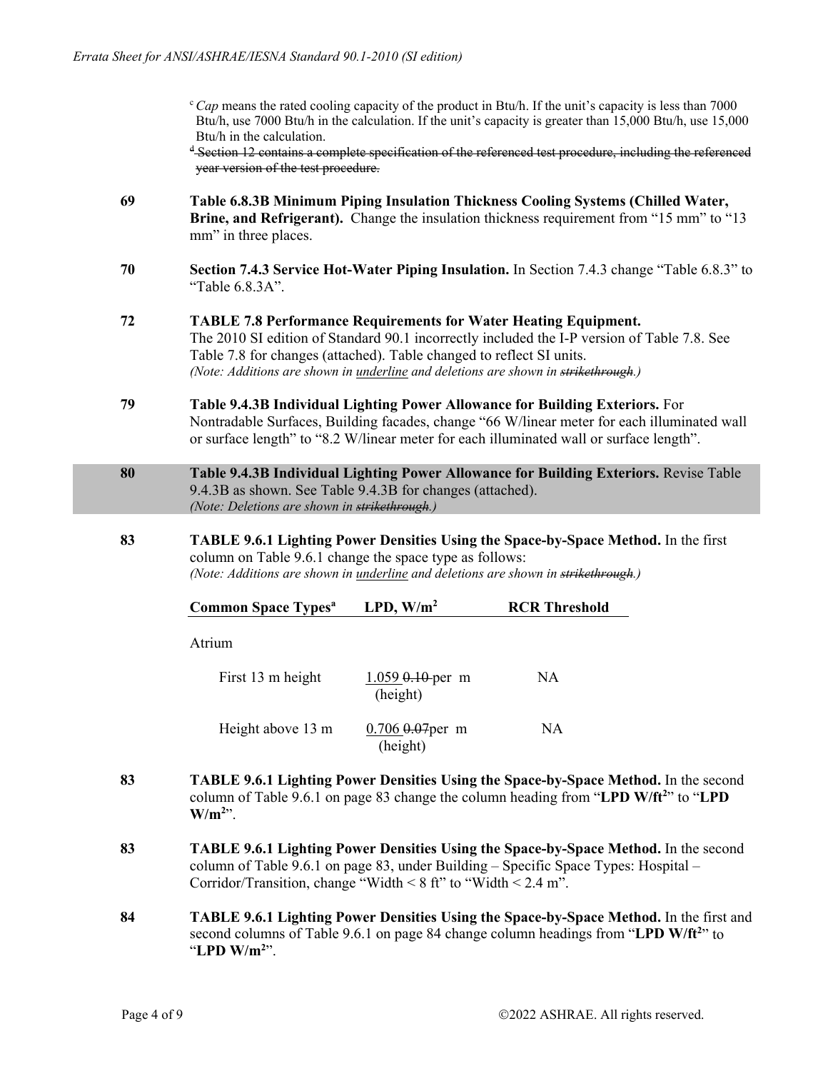[c] *Cap* means the rated cooling capacity of the product in Btu/h. If the unit's capacity is less than 7000 Btu/h, use 7000 Btu/h in the calculation. If the unit's capacity is greater than 15,000 Btu/h, use 15,000 Btu/h in the calculation.

~~[d] Section 12 contains a complete specification of the referenced test procedure, including the referenced year version of the test procedure.~~

**69** **Table 6.8.3B Minimum Piping Insulation Thickness Cooling Systems (Chilled Water, Brine, and Refrigerant).** Change the insulation thickness requirement from "15 mm" to "13 mm" in three places.

**70** **Section 7.4.3 Service Hot-Water Piping Insulation.** In Section 7.4.3 change "Table 6.8.3" to "Table 6.8.3A".

**72** **TABLE 7.8 Performance Requirements for Water Heating Equipment.** The 2010 SI edition of Standard 90.1 incorrectly included the I-P version of Table 7.8. See Table 7.8 for changes (attached). Table changed to reflect SI units.
*(Note: Additions are shown in <u>underline</u> and deletions are shown in ~~strikethrough~~.)*

**79** **Table 9.4.3B Individual Lighting Power Allowance for Building Exteriors.** For Nontradable Surfaces, Building facades, change "66 W/linear meter for each illuminated wall or surface length" to "8.2 W/linear meter for each illuminated wall or surface length".

**80** **Table 9.4.3B Individual Lighting Power Allowance for Building Exteriors.** Revise Table 9.4.3B as shown. See Table 9.4.3B for changes (attached).
*(Note: Deletions are shown in ~~strikethrough~~.)*

**83** **TABLE 9.6.1 Lighting Power Densities Using the Space-by-Space Method.** In the first column on Table 9.6.1 change the space type as follows:
*(Note: Additions are shown in <u>underline</u> and deletions are shown in ~~strikethrough~~.)*

| Common Space Types[a] | LPD, W/m² | RCR Threshold |
|---|---|---|
| Atrium | | |
| First 13 m height | <u>1.059</u> ~~0.10~~ per m (height) | NA |
| Height above 13 m | <u>0.706</u> ~~0.07~~per m (height) | NA |

**83** **TABLE 9.6.1 Lighting Power Densities Using the Space-by-Space Method.** In the second column of Table 9.6.1 on page 83 change the column heading from "**LPD W/ft²**" to "**LPD W/m²**".

**83** **TABLE 9.6.1 Lighting Power Densities Using the Space-by-Space Method.** In the second column of Table 9.6.1 on page 83, under Building – Specific Space Types: Hospital – Corridor/Transition, change "Width < 8 ft" to "Width < 2.4 m".

**84** **TABLE 9.6.1 Lighting Power Densities Using the Space-by-Space Method.** In the first and second columns of Table 9.6.1 on page 84 change column headings from "**LPD W/ft²**" to "**LPD W/m²**".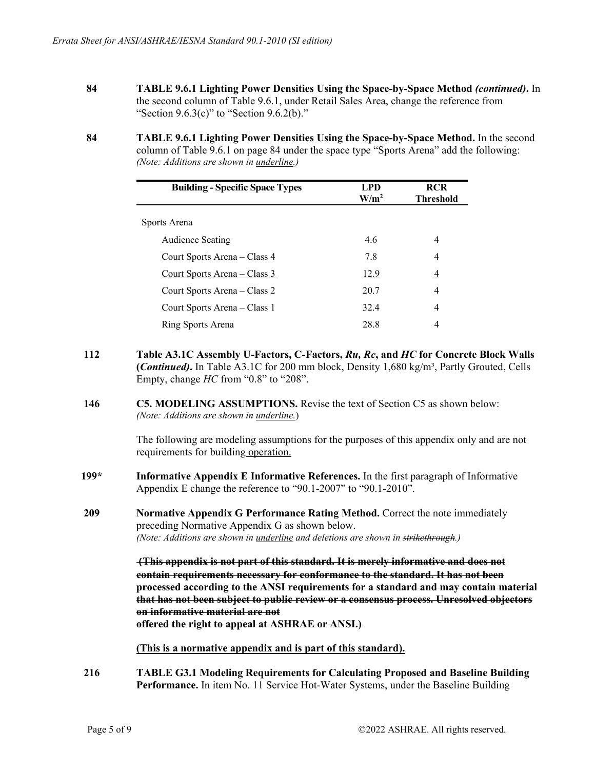**84** **TABLE 9.6.1 Lighting Power Densities Using the Space-by-Space Method *(continued)*.** In the second column of Table 9.6.1, under Retail Sales Area, change the reference from "Section 9.6.3(c)" to "Section 9.6.2(b)."

**84** **TABLE 9.6.1 Lighting Power Densities Using the Space-by-Space Method.** In the second column of Table 9.6.1 on page 84 under the space type "Sports Arena" add the following: *(Note: Additions are shown in <u>underline</u>.)*

| Building - Specific Space Types | LPD $W/m^2$ | RCR Threshold |
|---|---|---|
| Sports Arena | | |
| Audience Seating | 4.6 | 4 |
| Court Sports Arena – Class 4 | 7.8 | 4 |
| <u>Court Sports Arena – Class 3</u> | <u>12.9</u> | <u>4</u> |
| Court Sports Arena – Class 2 | 20.7 | 4 |
| Court Sports Arena – Class 1 | 32.4 | 4 |
| Ring Sports Arena | 28.8 | 4 |

**112** **Table A3.1C Assembly U-Factors, C-Factors, *Ru, Rc*, and *HC* for Concrete Block Walls (*Continued)*.** In Table A3.1C for 200 mm block, Density 1,680 kg/m³, Partly Grouted, Cells Empty, change *HC* from "0.8" to "208".

**146** **C5. MODELING ASSUMPTIONS.** Revise the text of Section C5 as shown below: *(Note: Additions are shown in <u>underline</u>.)*

The following are modeling assumptions for the purposes of this appendix only and are not requirements for building<u> operation.</u>

**199\*** **Informative Appendix E Informative References.** In the first paragraph of Informative Appendix E change the reference to "90.1-2007" to "90.1-2010".

**209** **Normative Appendix G Performance Rating Method.** Correct the note immediately preceding Normative Appendix G as shown below. *(Note: Additions are shown in <u>underline</u> and deletions are shown in ~~strikethrough~~.)*

~~**(This appendix is not part of this standard. It is merely informative and does not contain requirements necessary for conformance to the standard. It has not been processed according to the ANSI requirements for a standard and may contain material that has not been subject to public review or a consensus process. Unresolved objectors on informative material are not offered the right to appeal at ASHRAE or ANSI.)**~~

<u>**(This is a normative appendix and is part of this standard).**</u>

**216** **TABLE G3.1 Modeling Requirements for Calculating Proposed and Baseline Building Performance.** In item No. 11 Service Hot-Water Systems, under the Baseline Building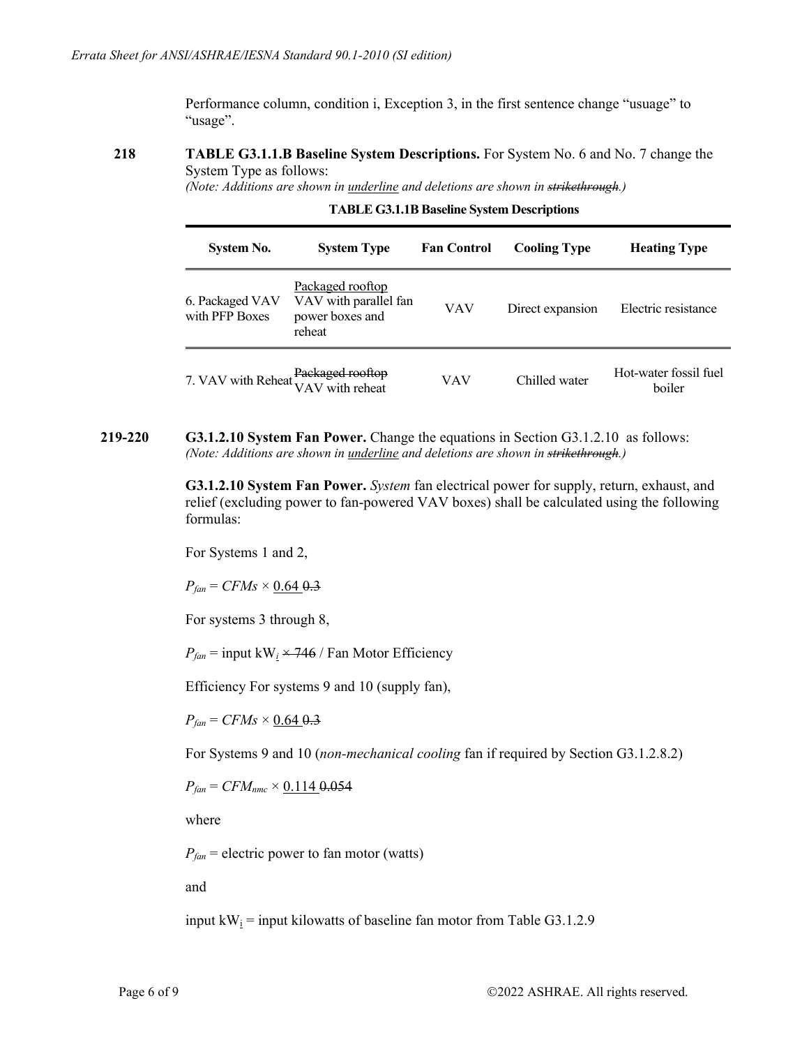Performance column, condition i, Exception 3, in the first sentence change "usuage" to "usage".

**218** **TABLE G3.1.1.B Baseline System Descriptions.** For System No. 6 and No. 7 change the System Type as follows:
*(Note: Additions are shown in <u>underline</u> and deletions are shown in ~~strikethrough~~.)*

**TABLE G3.1.1B Baseline System Descriptions**

| System No. | System Type | Fan Control | Cooling Type | Heating Type |
|---|---|---|---|---|
| 6. Packaged VAV with PFP Boxes | <u>Packaged rooftop</u> VAV with parallel fan power boxes and reheat | VAV | Direct expansion | Electric resistance |
| 7. VAV with Reheat | ~~Packaged rooftop~~ VAV with reheat | VAV | Chilled water | Hot-water fossil fuel boiler |

**219-220** **G3.1.2.10 System Fan Power.** Change the equations in Section G3.1.2.10 as follows:
*(Note: Additions are shown in <u>underline</u> and deletions are shown in ~~strikethrough~~.)*

**G3.1.2.10 System Fan Power.** *System* fan electrical power for supply, return, exhaust, and relief (excluding power to fan-powered VAV boxes) shall be calculated using the following formulas:

For Systems 1 and 2,

$P_{fan} = CFMs \times$ <u>0.64</u> ~~0.3~~

For systems 3 through 8,

$P_{fan}$ = input kW<u>$_i$</u> ~~× 746~~ / Fan Motor Efficiency

Efficiency For systems 9 and 10 (supply fan),

$P_{fan} = CFMs \times$ <u>0.64</u> ~~0.3~~

For Systems 9 and 10 (*non-mechanical cooling* fan if required by Section G3.1.2.8.2)

$P_{fan} = CFM_{nmc} \times$ <u>0.114</u> ~~0.054~~

where

$P_{fan}$ = electric power to fan motor (watts)

and

input kW<u>$_i$</u> = input kilowatts of baseline fan motor from Table G3.1.2.9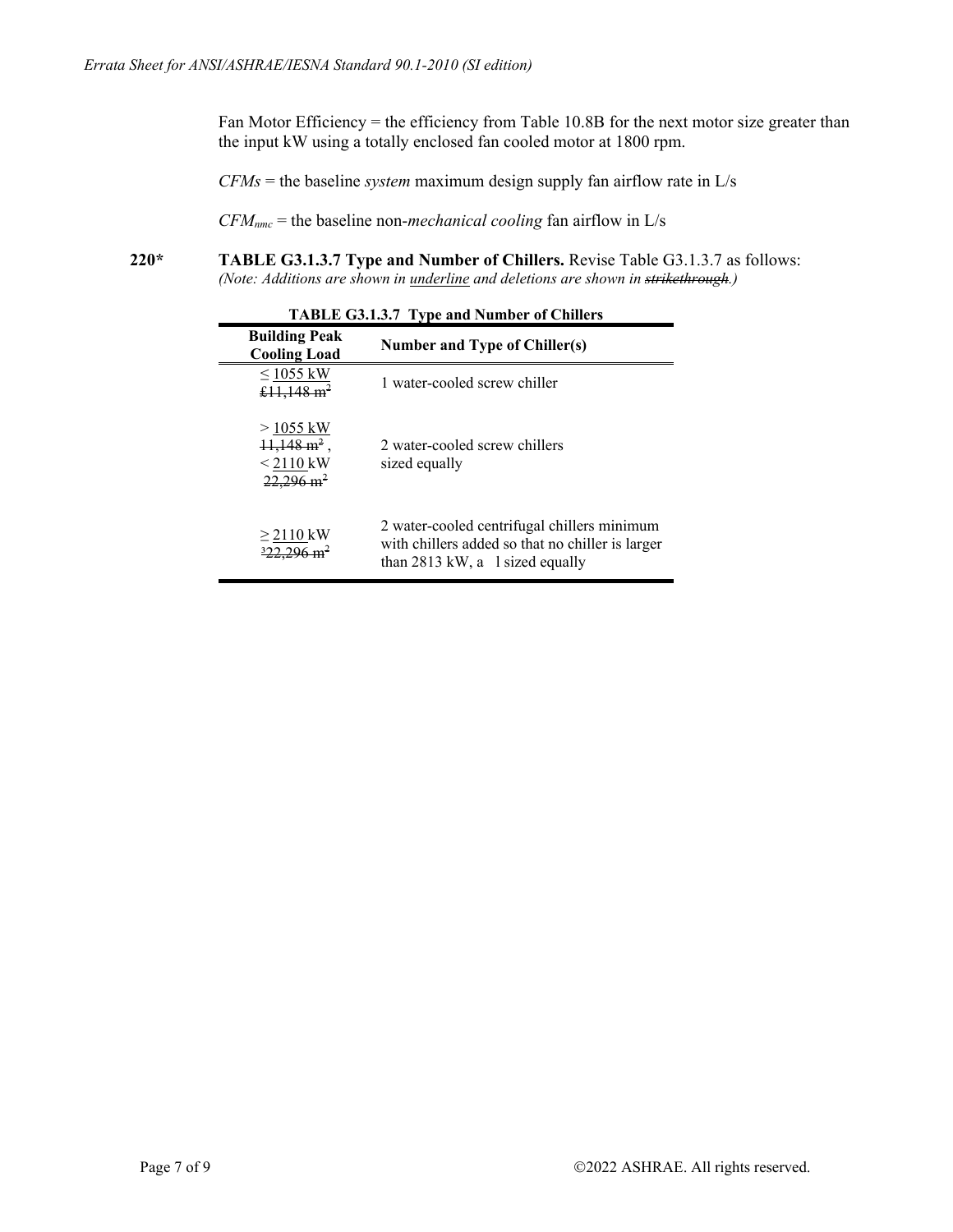Fan Motor Efficiency = the efficiency from Table 10.8B for the next motor size greater than the input kW using a totally enclosed fan cooled motor at 1800 rpm.

$CFMs$ = the baseline *system* maximum design supply fan airflow rate in L/s

$CFM_{nmc}$ = the baseline non-*mechanical cooling* fan airflow in L/s

**220*** **TABLE G3.1.3.7 Type and Number of Chillers.** Revise Table G3.1.3.7 as follows: *(Note: Additions are shown in underline and deletions are shown in ~~strikethrough~~.)*

**TABLE G3.1.3.7 Type and Number of Chillers**

| Building Peak Cooling Load | Number and Type of Chiller(s) |
|---|---|
| ≤ <u>1055 kW</u> ~~£11,148 m²~~ | 1 water-cooled screw chiller |
| > <u>1055 kW</u> ~~11,148 m²~~, < <u>2110</u> kW ~~22,296 m²~~ | 2 water-cooled screw chillers sized equally |
| ≥ <u>2110</u> kW ~~³22,296 m²~~ | 2 water-cooled centrifugal chillers minimum with chillers added so that no chiller is larger than 2813 kW, a l sized equally |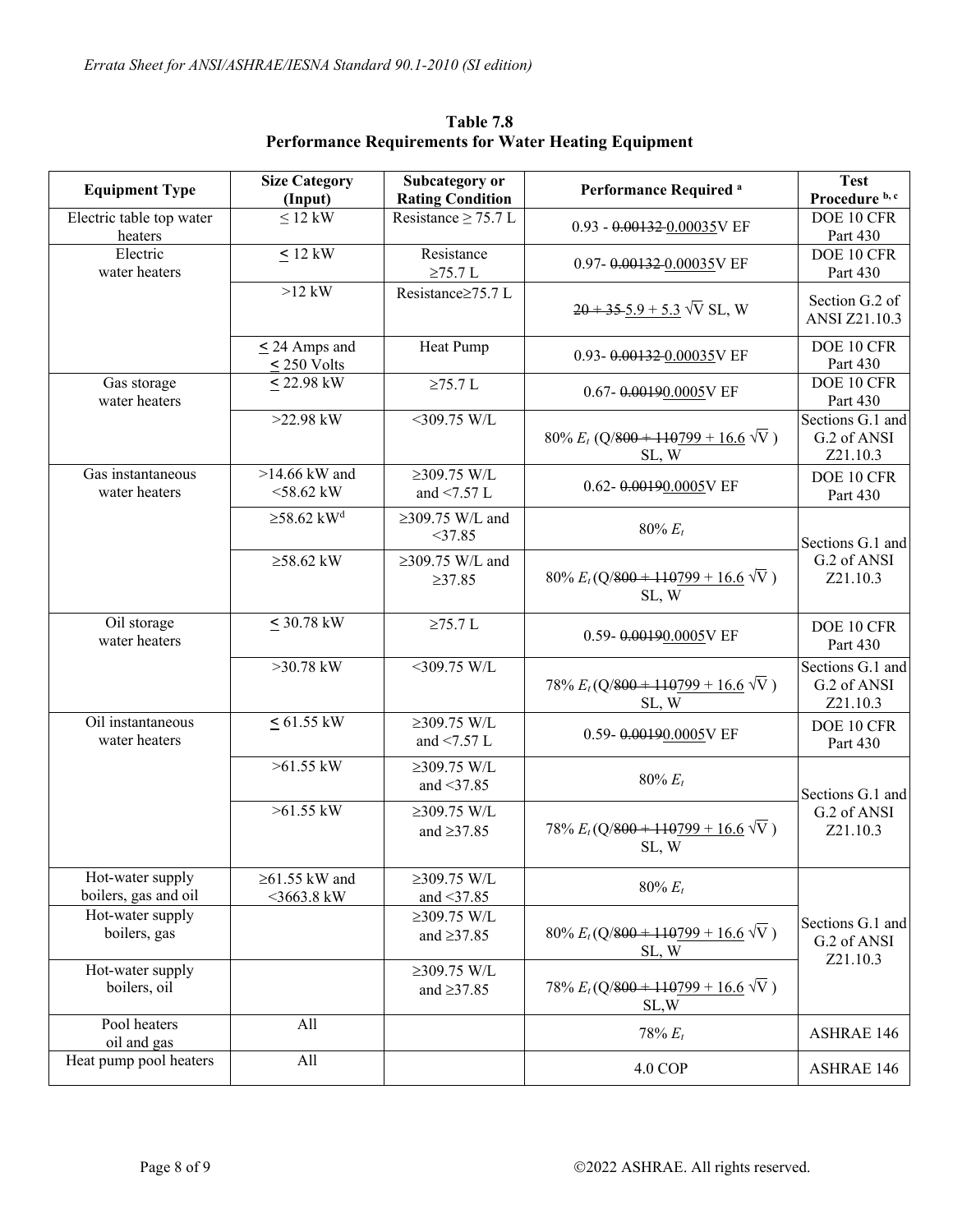**Table 7.8**
**Performance Requirements for Water Heating Equipment**

| Equipment Type | Size Category (Input) | Subcategory or Rating Condition | Performance Required [a] | Test Procedure [b, c] |
|---|---|---|---|---|
| Electric table top water heaters | ≤ 12 kW | Resistance ≥ 75.7 L | 0.93 - ~~0.00132~~ 0.00035V EF | DOE 10 CFR Part 430 |
| Electric water heaters | ≤ 12 kW | Resistance ≥75.7 L | 0.97- ~~0.00132~~ 0.00035V EF | DOE 10 CFR Part 430 |
| | >12 kW | Resistance≥75.7 L | ~~20 + 35~~ 5.9 + 5.3 $\sqrt{V}$ SL, W | Section G.2 of ANSI Z21.10.3 |
| | ≤ 24 Amps and ≤ 250 Volts | Heat Pump | 0.93- ~~0.00132~~ 0.00035V EF | DOE 10 CFR Part 430 |
| Gas storage water heaters | ≤ 22.98 kW | ≥75.7 L | 0.67- ~~0.0019~~0.0005V EF | DOE 10 CFR Part 430 |
| | >22.98 kW | <309.75 W/L | 80% $E_t$ (Q/~~800 + 110~~799 + 16.6 $\sqrt{V}$ ) SL, W | Sections G.1 and G.2 of ANSI Z21.10.3 |
| Gas instantaneous water heaters | >14.66 kW and <58.62 kW | ≥309.75 W/L and <7.57 L | 0.62- ~~0.0019~~0.0005V EF | DOE 10 CFR Part 430 |
| | ≥58.62 kW[d] | ≥309.75 W/L and <37.85 | 80% $E_t$ | Sections G.1 and G.2 of ANSI Z21.10.3 |
| | ≥58.62 kW | ≥309.75 W/L and ≥37.85 | 80% $E_t$ (Q/~~800 + 110~~799 + 16.6 $\sqrt{V}$ ) SL, W | |
| Oil storage water heaters | ≤ 30.78 kW | ≥75.7 L | 0.59- ~~0.0019~~0.0005V EF | DOE 10 CFR Part 430 |
| | >30.78 kW | <309.75 W/L | 78% $E_t$ (Q/~~800 + 110~~799 + 16.6 $\sqrt{V}$ ) SL, W | Sections G.1 and G.2 of ANSI Z21.10.3 |
| Oil instantaneous water heaters | ≤ 61.55 kW | ≥309.75 W/L and <7.57 L | 0.59- ~~0.0019~~0.0005V EF | DOE 10 CFR Part 430 |
| | >61.55 kW | ≥309.75 W/L and <37.85 | 80% $E_t$ | Sections G.1 and G.2 of ANSI Z21.10.3 |
| | >61.55 kW | ≥309.75 W/L and ≥37.85 | 78% $E_t$ (Q/~~800 + 110~~799 + 16.6 $\sqrt{V}$ ) SL, W | |
| Hot-water supply boilers, gas and oil | ≥61.55 kW and <3663.8 kW | ≥309.75 W/L and <37.85 | 80% $E_t$ | Sections G.1 and G.2 of ANSI Z21.10.3 |
| Hot-water supply boilers, gas | | ≥309.75 W/L and ≥37.85 | 80% $E_t$ (Q/~~800 + 110~~799 + 16.6 $\sqrt{V}$ ) SL, W | |
| Hot-water supply boilers, oil | | ≥309.75 W/L and ≥37.85 | 78% $E_t$ (Q/~~800 + 110~~799 + 16.6 $\sqrt{V}$ ) SL,W | |
| Pool heaters oil and gas | All | | 78% $E_t$ | ASHRAE 146 |
| Heat pump pool heaters | All | | 4.0 COP | ASHRAE 146 |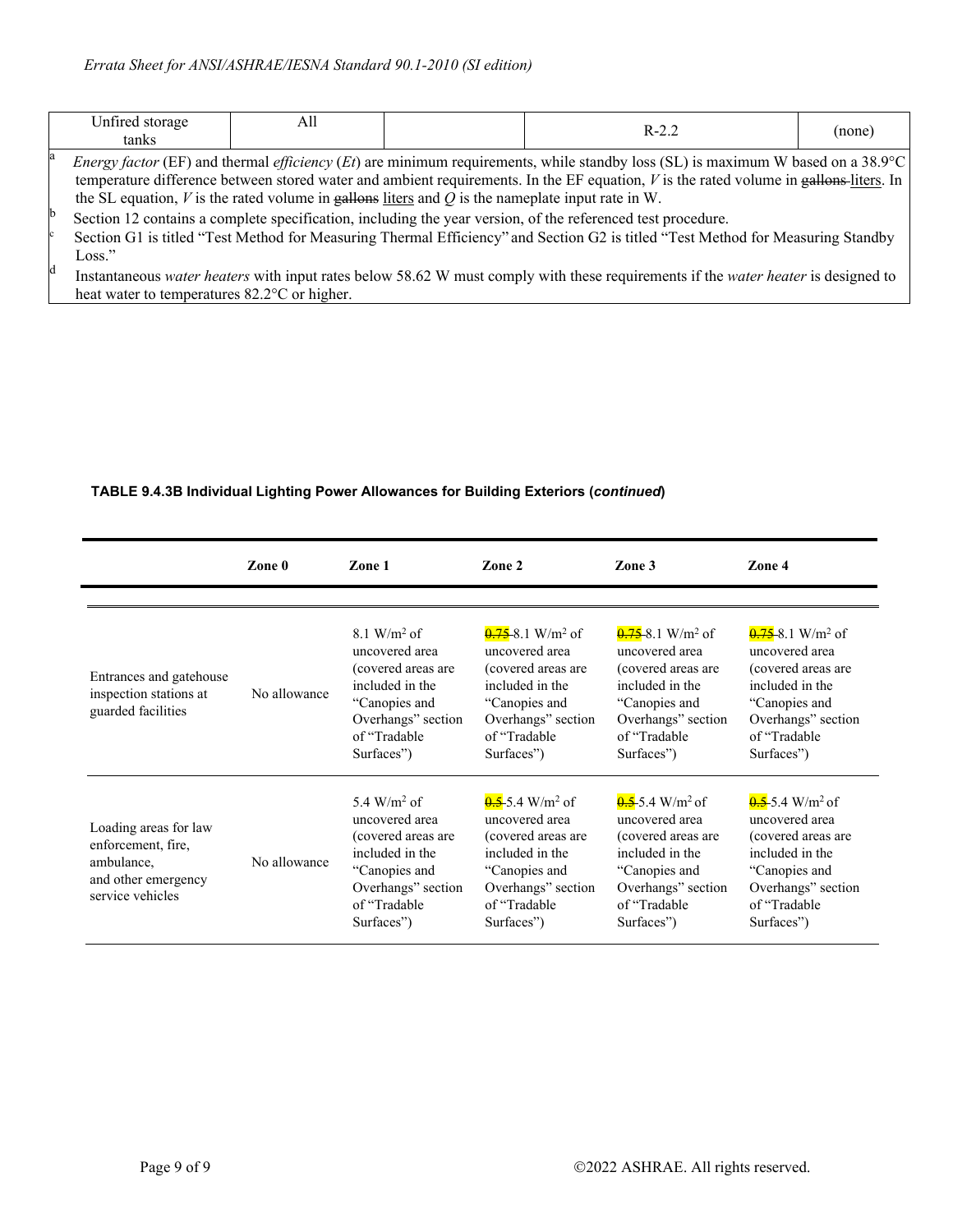| Unfired storage tanks | All | | R-2.2 | (none) |
|---|---|---|---|---|

[a] *Energy factor* (EF) and thermal *efficiency* (*Et*) are minimum requirements, while standby loss (SL) is maximum W based on a 38.9°C temperature difference between stored water and ambient requirements. In the EF equation, *V* is the rated volume in ~~gallons~~ liters. In the SL equation, *V* is the rated volume in ~~gallons~~ liters and *Q* is the nameplate input rate in W.

[b] Section 12 contains a complete specification, including the year version, of the referenced test procedure.

[c] Section G1 is titled "Test Method for Measuring Thermal Efficiency" and Section G2 is titled "Test Method for Measuring Standby Loss."

[d] Instantaneous *water heaters* with input rates below 58.62 W must comply with these requirements if the *water heater* is designed to heat water to temperatures 82.2°C or higher.

**TABLE 9.4.3B Individual Lighting Power Allowances for Building Exteriors (*continued*)**

| | Zone 0 | Zone 1 | Zone 2 | Zone 3 | Zone 4 |
|---|---|---|---|---|---|
| Entrances and gatehouse inspection stations at guarded facilities | No allowance | 8.1 W/m² of uncovered area (covered areas are included in the "Canopies and Overhangs" section of "Tradable Surfaces") | ~~0.75~~ 8.1 W/m² of uncovered area (covered areas are included in the "Canopies and Overhangs" section of "Tradable Surfaces") | ~~0.75~~ 8.1 W/m² of uncovered area (covered areas are included in the "Canopies and Overhangs" section of "Tradable Surfaces") | ~~0.75~~ 8.1 W/m² of uncovered area (covered areas are included in the "Canopies and Overhangs" section of "Tradable Surfaces") |
| Loading areas for law enforcement, fire, ambulance, and other emergency service vehicles | No allowance | 5.4 W/m² of uncovered area (covered areas are included in the "Canopies and Overhangs" section of "Tradable Surfaces") | ~~0.5~~ 5.4 W/m² of uncovered area (covered areas are included in the "Canopies and Overhangs" section of "Tradable Surfaces") | ~~0.5~~ 5.4 W/m² of uncovered area (covered areas are included in the "Canopies and Overhangs" section of "Tradable Surfaces") | ~~0.5~~ 5.4 W/m² of uncovered area (covered areas are included in the "Canopies and Overhangs" section of "Tradable Surfaces") |